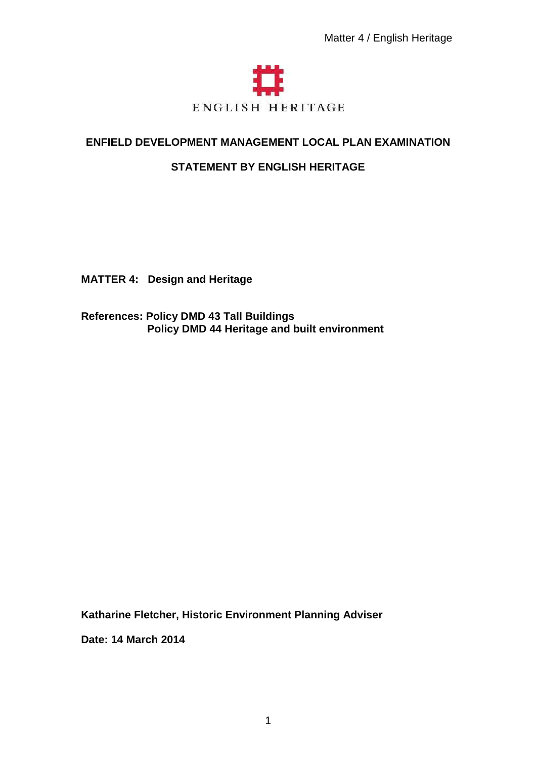ENGLISH HERITAGE

# ENFIELD DEVELOPMENT MANAGEMENT LOCAL PLAN EXAMINATION

## STATEMENT BY ENGLISH HERITAGE

**MATTER 4: Design and Heritage**

**References: Policy DMD 43 Tall Buildings**
**Policy DMD 44 Heritage and built environment**

**Katharine Fletcher, Historic Environment Planning Adviser**

**Date: 14 March 2014**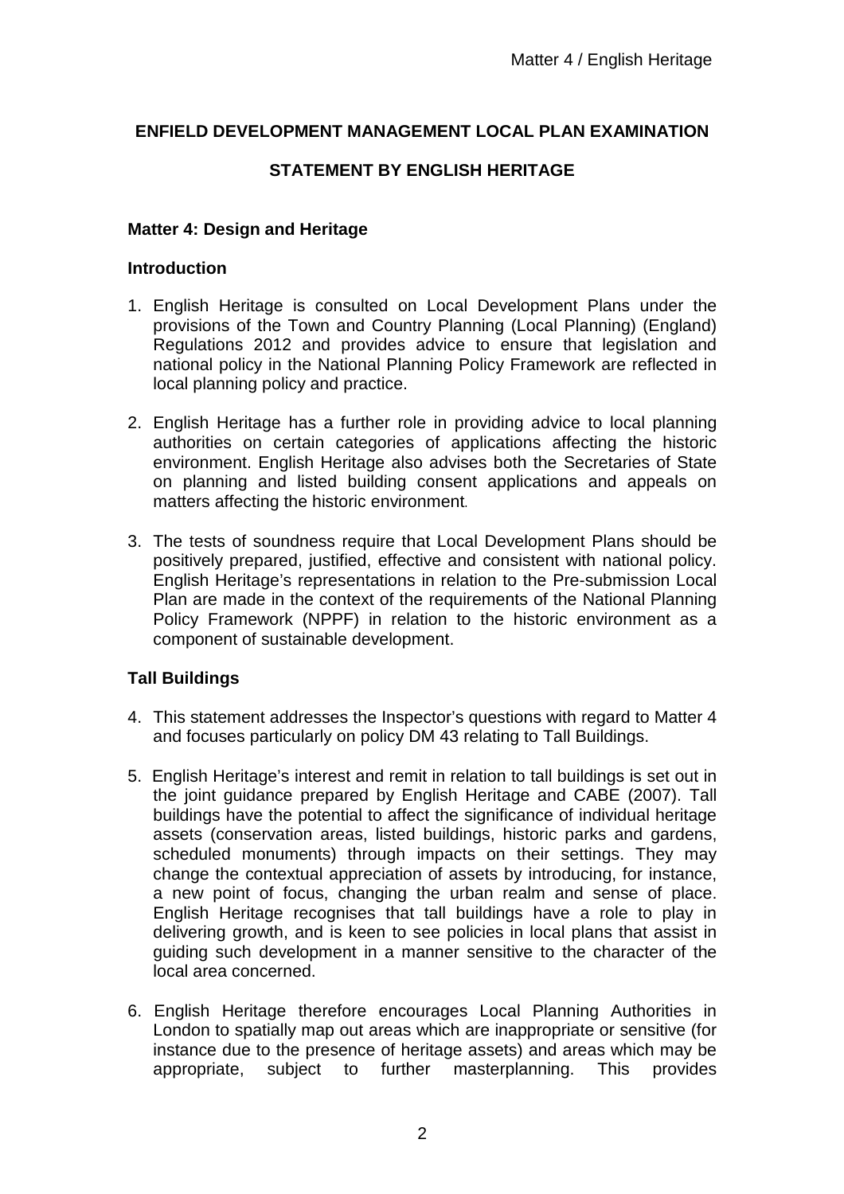**ENFIELD DEVELOPMENT MANAGEMENT LOCAL PLAN EXAMINATION**

**STATEMENT BY ENGLISH HERITAGE**

**Matter 4: Design and Heritage**

**Introduction**

1. English Heritage is consulted on Local Development Plans under the provisions of the Town and Country Planning (Local Planning) (England) Regulations 2012 and provides advice to ensure that legislation and national policy in the National Planning Policy Framework are reflected in local planning policy and practice.

2. English Heritage has a further role in providing advice to local planning authorities on certain categories of applications affecting the historic environment. English Heritage also advises both the Secretaries of State on planning and listed building consent applications and appeals on matters affecting the historic environment.

3. The tests of soundness require that Local Development Plans should be positively prepared, justified, effective and consistent with national policy. English Heritage's representations in relation to the Pre-submission Local Plan are made in the context of the requirements of the National Planning Policy Framework (NPPF) in relation to the historic environment as a component of sustainable development.

**Tall Buildings**

4. This statement addresses the Inspector's questions with regard to Matter 4 and focuses particularly on policy DM 43 relating to Tall Buildings.

5. English Heritage's interest and remit in relation to tall buildings is set out in the joint guidance prepared by English Heritage and CABE (2007). Tall buildings have the potential to affect the significance of individual heritage assets (conservation areas, listed buildings, historic parks and gardens, scheduled monuments) through impacts on their settings. They may change the contextual appreciation of assets by introducing, for instance, a new point of focus, changing the urban realm and sense of place. English Heritage recognises that tall buildings have a role to play in delivering growth, and is keen to see policies in local plans that assist in guiding such development in a manner sensitive to the character of the local area concerned.

6. English Heritage therefore encourages Local Planning Authorities in London to spatially map out areas which are inappropriate or sensitive (for instance due to the presence of heritage assets) and areas which may be appropriate, subject to further masterplanning. This provides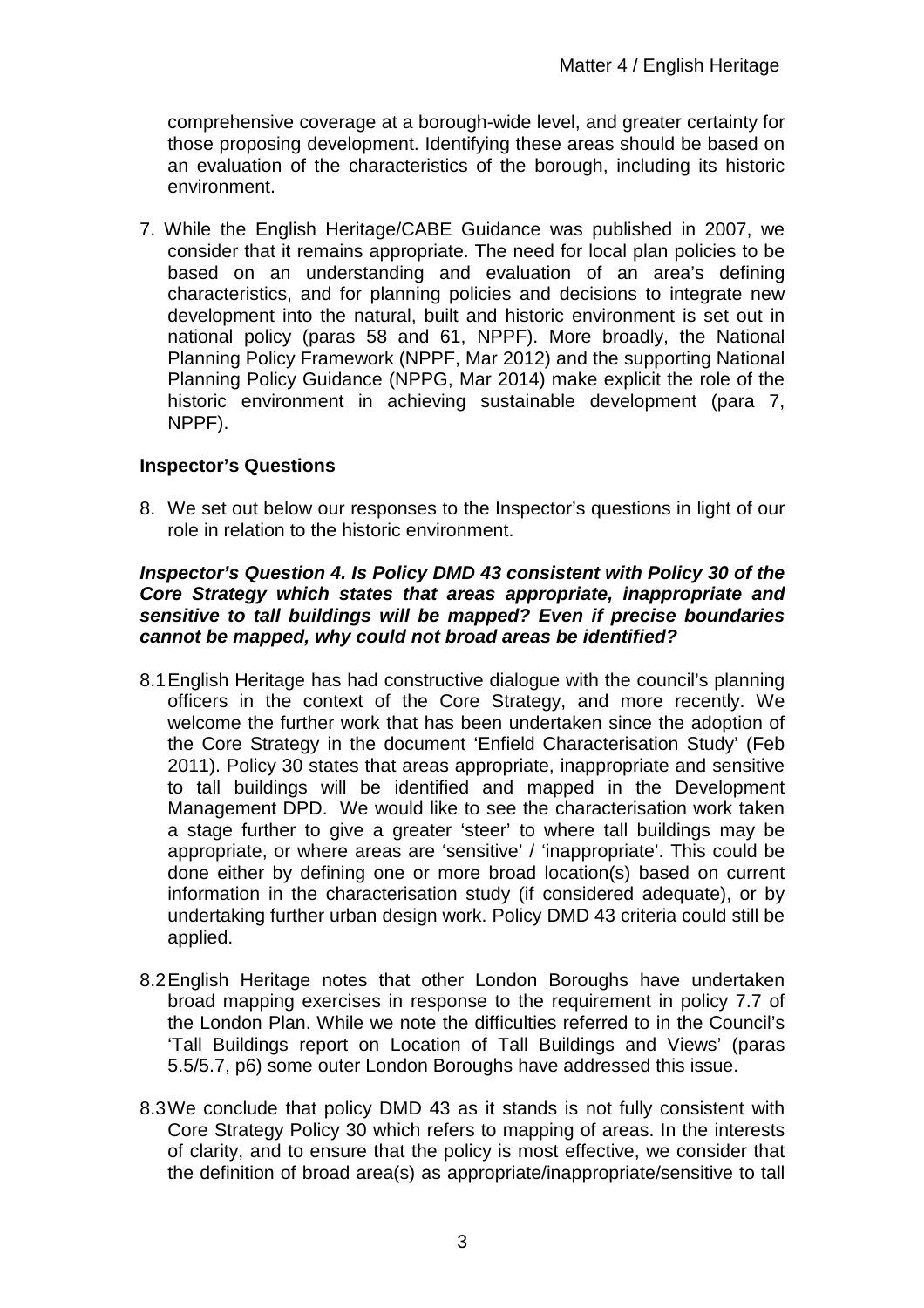comprehensive coverage at a borough-wide level, and greater certainty for those proposing development. Identifying these areas should be based on an evaluation of the characteristics of the borough, including its historic environment.

7. While the English Heritage/CABE Guidance was published in 2007, we consider that it remains appropriate. The need for local plan policies to be based on an understanding and evaluation of an area's defining characteristics, and for planning policies and decisions to integrate new development into the natural, built and historic environment is set out in national policy (paras 58 and 61, NPPF). More broadly, the National Planning Policy Framework (NPPF, Mar 2012) and the supporting National Planning Policy Guidance (NPPG, Mar 2014) make explicit the role of the historic environment in achieving sustainable development (para 7, NPPF).

### Inspector's Questions

8. We set out below our responses to the Inspector's questions in light of our role in relation to the historic environment.

***Inspector's Question 4. Is Policy DMD 43 consistent with Policy 30 of the Core Strategy which states that areas appropriate, inappropriate and sensitive to tall buildings will be mapped? Even if precise boundaries cannot be mapped, why could not broad areas be identified?***

8.1 English Heritage has had constructive dialogue with the council's planning officers in the context of the Core Strategy, and more recently. We welcome the further work that has been undertaken since the adoption of the Core Strategy in the document 'Enfield Characterisation Study' (Feb 2011). Policy 30 states that areas appropriate, inappropriate and sensitive to tall buildings will be identified and mapped in the Development Management DPD. We would like to see the characterisation work taken a stage further to give a greater 'steer' to where tall buildings may be appropriate, or where areas are 'sensitive' / 'inappropriate'. This could be done either by defining one or more broad location(s) based on current information in the characterisation study (if considered adequate), or by undertaking further urban design work. Policy DMD 43 criteria could still be applied.

8.2 English Heritage notes that other London Boroughs have undertaken broad mapping exercises in response to the requirement in policy 7.7 of the London Plan. While we note the difficulties referred to in the Council's 'Tall Buildings report on Location of Tall Buildings and Views' (paras 5.5/5.7, p6) some outer London Boroughs have addressed this issue.

8.3 We conclude that policy DMD 43 as it stands is not fully consistent with Core Strategy Policy 30 which refers to mapping of areas. In the interests of clarity, and to ensure that the policy is most effective, we consider that the definition of broad area(s) as appropriate/inappropriate/sensitive to tall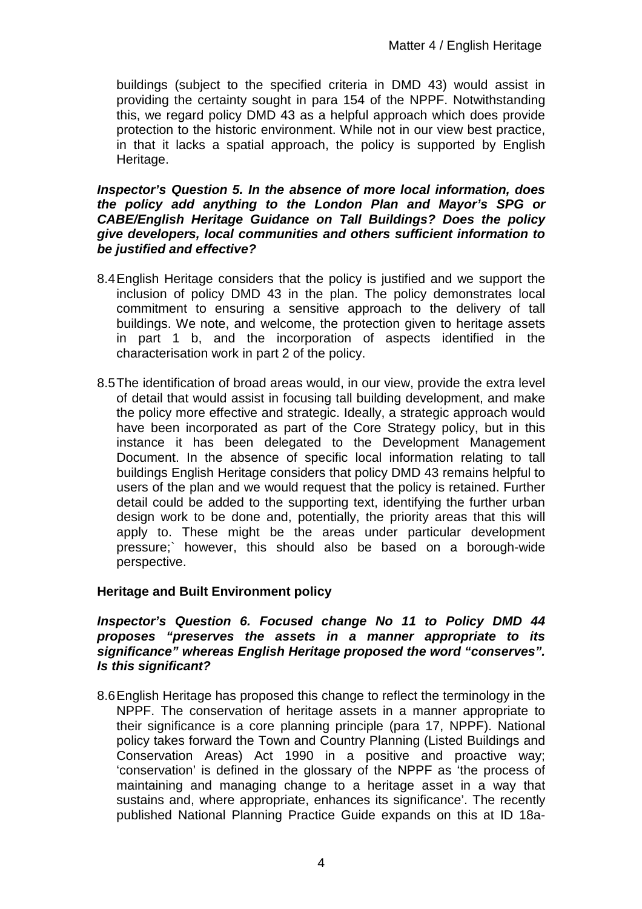buildings (subject to the specified criteria in DMD 43) would assist in providing the certainty sought in para 154 of the NPPF. Notwithstanding this, we regard policy DMD 43 as a helpful approach which does provide protection to the historic environment. While not in our view best practice, in that it lacks a spatial approach, the policy is supported by English Heritage.

***Inspector's Question 5. In the absence of more local information, does the policy add anything to the London Plan and Mayor's SPG or CABE/English Heritage Guidance on Tall Buildings? Does the policy give developers, local communities and others sufficient information to be justified and effective?***

8.4 English Heritage considers that the policy is justified and we support the inclusion of policy DMD 43 in the plan. The policy demonstrates local commitment to ensuring a sensitive approach to the delivery of tall buildings. We note, and welcome, the protection given to heritage assets in part 1 b, and the incorporation of aspects identified in the characterisation work in part 2 of the policy.

8.5 The identification of broad areas would, in our view, provide the extra level of detail that would assist in focusing tall building development, and make the policy more effective and strategic. Ideally, a strategic approach would have been incorporated as part of the Core Strategy policy, but in this instance it has been delegated to the Development Management Document. In the absence of specific local information relating to tall buildings English Heritage considers that policy DMD 43 remains helpful to users of the plan and we would request that the policy is retained. Further detail could be added to the supporting text, identifying the further urban design work to be done and, potentially, the priority areas that this will apply to. These might be the areas under particular development pressure;` however, this should also be based on a borough-wide perspective.

**Heritage and Built Environment policy**

***Inspector's Question 6. Focused change No 11 to Policy DMD 44 proposes "preserves the assets in a manner appropriate to its significance" whereas English Heritage proposed the word "conserves". Is this significant?***

8.6 English Heritage has proposed this change to reflect the terminology in the NPPF. The conservation of heritage assets in a manner appropriate to their significance is a core planning principle (para 17, NPPF). National policy takes forward the Town and Country Planning (Listed Buildings and Conservation Areas) Act 1990 in a positive and proactive way; 'conservation' is defined in the glossary of the NPPF as 'the process of maintaining and managing change to a heritage asset in a way that sustains and, where appropriate, enhances its significance'. The recently published National Planning Practice Guide expands on this at ID 18a-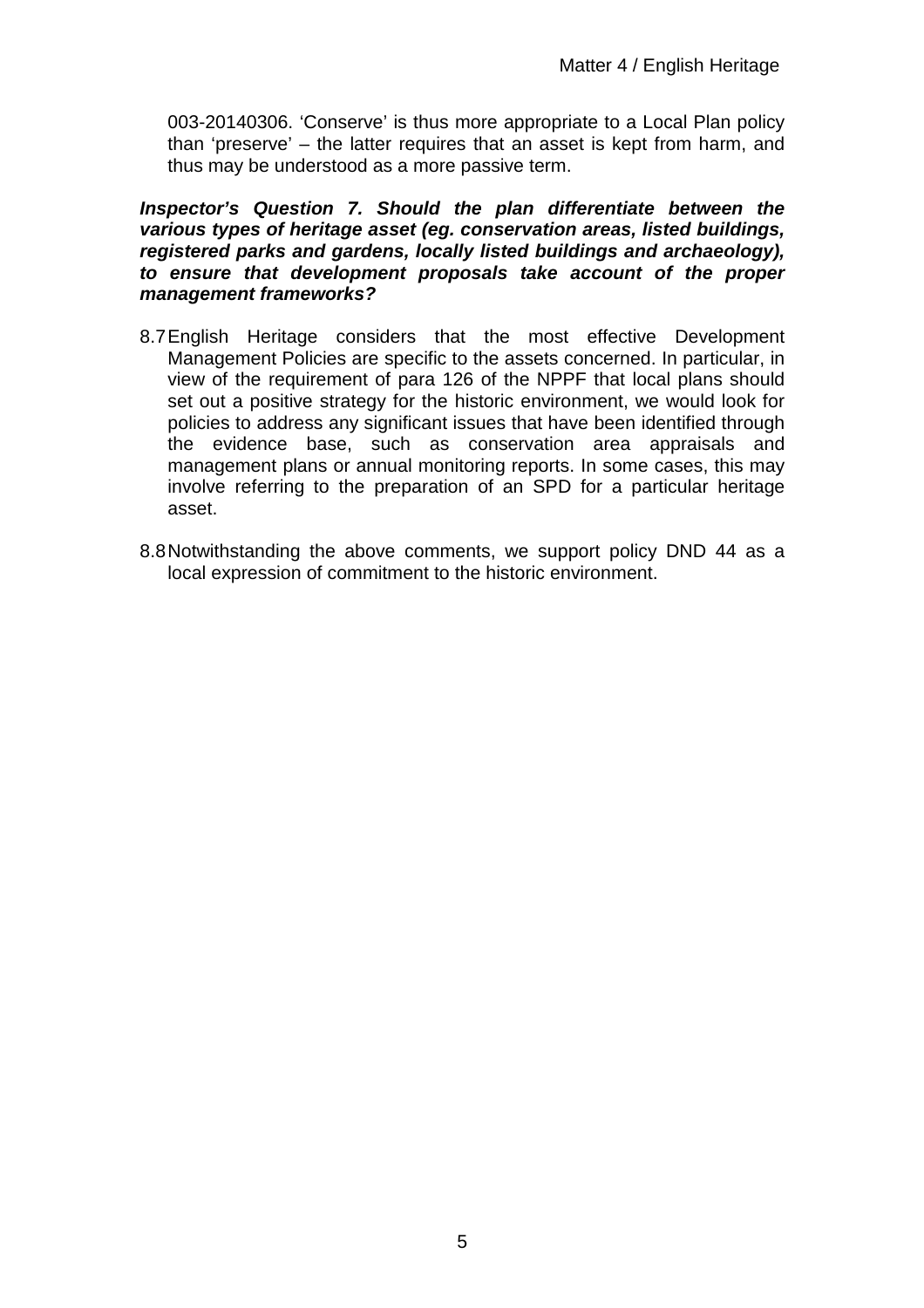003-20140306. ‘Conserve’ is thus more appropriate to a Local Plan policy than ‘preserve’ – the latter requires that an asset is kept from harm, and thus may be understood as a more passive term.

***Inspector’s Question 7. Should the plan differentiate between the various types of heritage asset (eg. conservation areas, listed buildings, registered parks and gardens, locally listed buildings and archaeology), to ensure that development proposals take account of the proper management frameworks?***

8.7 English Heritage considers that the most effective Development Management Policies are specific to the assets concerned. In particular, in view of the requirement of para 126 of the NPPF that local plans should set out a positive strategy for the historic environment, we would look for policies to address any significant issues that have been identified through the evidence base, such as conservation area appraisals and management plans or annual monitoring reports. In some cases, this may involve referring to the preparation of an SPD for a particular heritage asset.

8.8 Notwithstanding the above comments, we support policy DND 44 as a local expression of commitment to the historic environment.